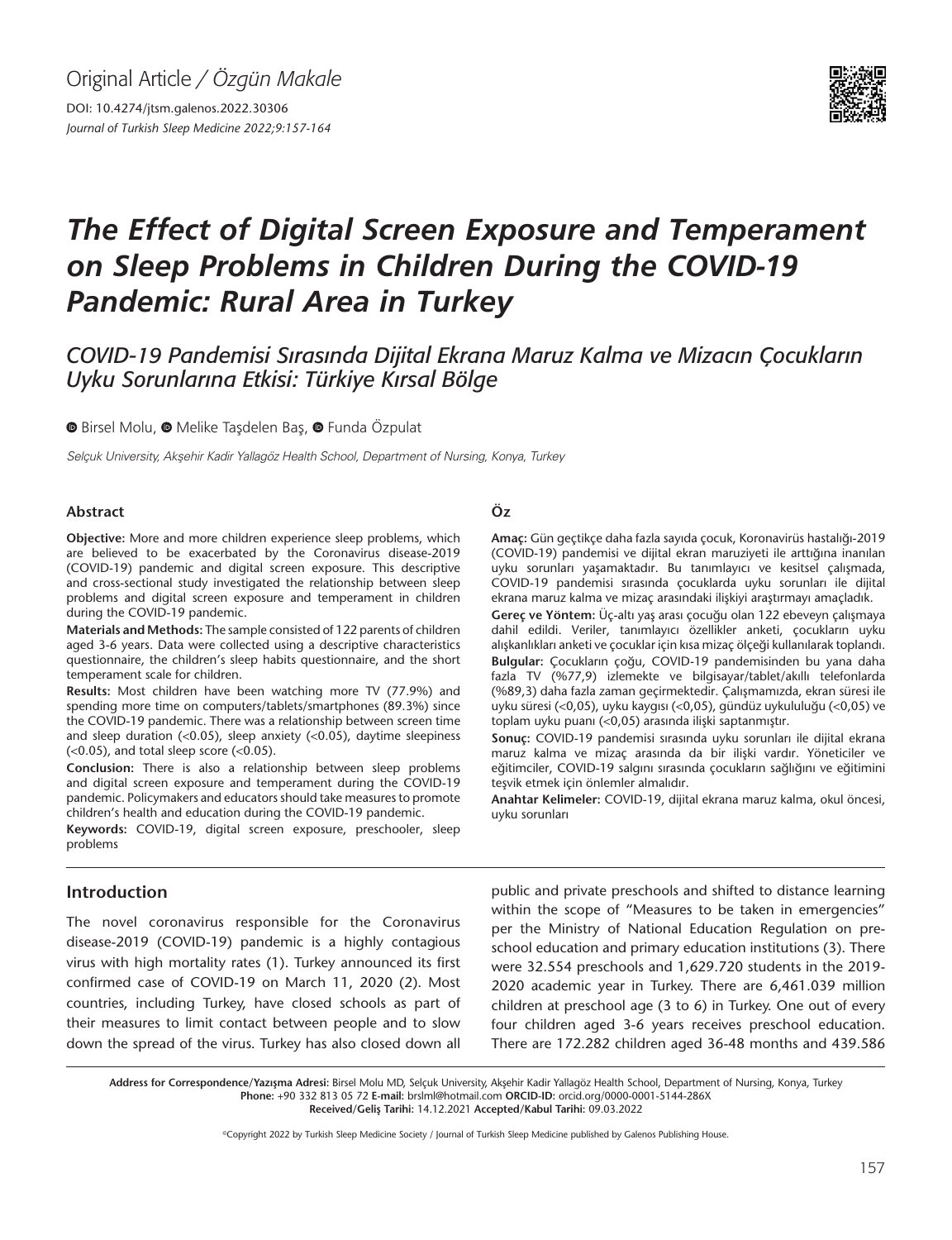Original Article / *Özgün Makale*

DOI: 10.4274/jtsm.galenos.2022.30306

*Journal of Turkish Sleep Medicine 2022;9:157-164*

# The Effect of Digital Screen Exposure and Temperament on Sleep Problems in Children During the COVID-19 Pandemic: Rural Area in Turkey

## COVID-19 Pandemisi Sırasında Dijital Ekrana Maruz Kalma ve Mizacın Çocukların Uyku Sorunlarına Etkisi: Türkiye Kırsal Bölge

Birsel Molu, Melike Taşdelen Baş, Funda Özpulat

*Selçuk University, Akşehir Kadir Yallagöz Health School, Department of Nursing, Konya, Turkey*

### Abstract

**Objective:** More and more children experience sleep problems, which are believed to be exacerbated by the Coronavirus disease-2019 (COVID-19) pandemic and digital screen exposure. This descriptive and cross-sectional study investigated the relationship between sleep problems and digital screen exposure and temperament in children during the COVID-19 pandemic.

**Materials and Methods:** The sample consisted of 122 parents of children aged 3-6 years. Data were collected using a descriptive characteristics questionnaire, the children's sleep habits questionnaire, and the short temperament scale for children.

**Results:** Most children have been watching more TV (77.9%) and spending more time on computers/tablets/smartphones (89.3%) since the COVID-19 pandemic. There was a relationship between screen time and sleep duration (<0.05), sleep anxiety (<0.05), daytime sleepiness (<0.05), and total sleep score (<0.05).

**Conclusion:** There is also a relationship between sleep problems and digital screen exposure and temperament during the COVID-19 pandemic. Policymakers and educators should take measures to promote children's health and education during the COVID-19 pandemic.

**Keywords:** COVID-19, digital screen exposure, preschooler, sleep problems

### Öz

**Amaç:** Gün geçtikçe daha fazla sayıda çocuk, Koronavirüs hastalığı-2019 (COVID-19) pandemisi ve dijital ekran maruziyeti ile arttığına inanılan uyku sorunları yaşamaktadır. Bu tanımlayıcı ve kesitsel çalışmada, COVID-19 pandemisi sırasında çocuklarda uyku sorunları ile dijital ekrana maruz kalma ve mizaç arasındaki ilişkiyi araştırmayı amaçladık.

**Gereç ve Yöntem:** Üç-altı yaş arası çocuğu olan 122 ebeveyn çalışmaya dahil edildi. Veriler, tanımlayıcı özellikler anketi, çocukların uyku alışkanlıkları anketi ve çocuklar için kısa mizaç ölçeği kullanılarak toplandı.

**Bulgular:** Çocukların çoğu, COVID-19 pandemisinden bu yana daha fazla TV (%77,9) izlemekte ve bilgisayar/tablet/akıllı telefonlarda (%89,3) daha fazla zaman geçirmektedir. Çalışmamızda, ekran süresi ile uyku süresi (<0,05), uyku kaygısı (<0,05), gündüz uykululuğu (<0,05) ve toplam uyku puanı (<0,05) arasında ilişki saptanmıştır.

**Sonuç:** COVID-19 pandemisi sırasında uyku sorunları ile dijital ekrana maruz kalma ve mizaç arasında da bir ilişki vardır. Yöneticiler ve eğitimciler, COVID-19 salgını sırasında çocukların sağlığını ve eğitimini teşvik etmek için önlemler almalıdır.

**Anahtar Kelimeler:** COVID-19, dijital ekrana maruz kalma, okul öncesi, uyku sorunları

## Introduction

The novel coronavirus responsible for the Coronavirus disease-2019 (COVID-19) pandemic is a highly contagious virus with high mortality rates (1). Turkey announced its first confirmed case of COVID-19 on March 11, 2020 (2). Most countries, including Turkey, have closed schools as part of their measures to limit contact between people and to slow down the spread of the virus. Turkey has also closed down all public and private preschools and shifted to distance learning within the scope of "Measures to be taken in emergencies" per the Ministry of National Education Regulation on preschool education and primary education institutions (3). There were 32.554 preschools and 1,629.720 students in the 2019-2020 academic year in Turkey. There are 6,461.039 million children at preschool age (3 to 6) in Turkey. One out of every four children aged 3-6 years receives preschool education. There are 172.282 children aged 36-48 months and 439.586

**Address for Correspondence/Yazışma Adresi:** Birsel Molu MD, Selçuk University, Akşehir Kadir Yallagöz Health School, Department of Nursing, Konya, Turkey
**Phone:** +90 332 813 05 72 **E-mail:** brslml@hotmail.com **ORCID-ID:** orcid.org/0000-0001-5144-286X
**Received/Geliş Tarihi:** 14.12.2021 **Accepted/Kabul Tarihi:** 09.03.2022

©Copyright 2022 by Turkish Sleep Medicine Society / Journal of Turkish Sleep Medicine published by Galenos Publishing House.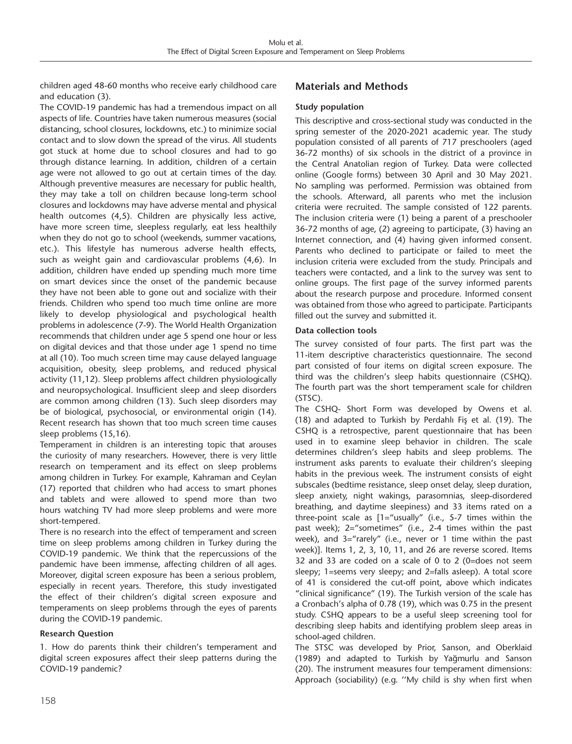children aged 48-60 months who receive early childhood care and education (3).

The COVID-19 pandemic has had a tremendous impact on all aspects of life. Countries have taken numerous measures (social distancing, school closures, lockdowns, etc.) to minimize social contact and to slow down the spread of the virus. All students got stuck at home due to school closures and had to go through distance learning. In addition, children of a certain age were not allowed to go out at certain times of the day. Although preventive measures are necessary for public health, they may take a toll on children because long-term school closures and lockdowns may have adverse mental and physical health outcomes (4,5). Children are physically less active, have more screen time, sleepless regularly, eat less healthily when they do not go to school (weekends, summer vacations, etc.). This lifestyle has numerous adverse health effects, such as weight gain and cardiovascular problems (4,6). In addition, children have ended up spending much more time on smart devices since the onset of the pandemic because they have not been able to gone out and socialize with their friends. Children who spend too much time online are more likely to develop physiological and psychological health problems in adolescence (7-9). The World Health Organization recommends that children under age 5 spend one hour or less on digital devices and that those under age 1 spend no time at all (10). Too much screen time may cause delayed language acquisition, obesity, sleep problems, and reduced physical activity (11,12). Sleep problems affect children physiologically and neuropsychological. Insufficient sleep and sleep disorders are common among children (13). Such sleep disorders may be of biological, psychosocial, or environmental origin (14). Recent research has shown that too much screen time causes sleep problems (15,16).

Temperament in children is an interesting topic that arouses the curiosity of many researchers. However, there is very little research on temperament and its effect on sleep problems among children in Turkey. For example, Kahraman and Ceylan (17) reported that children who had access to smart phones and tablets and were allowed to spend more than two hours watching TV had more sleep problems and were more short-tempered.

There is no research into the effect of temperament and screen time on sleep problems among children in Turkey during the COVID-19 pandemic. We think that the repercussions of the pandemic have been immense, affecting children of all ages. Moreover, digital screen exposure has been a serious problem, especially in recent years. Therefore, this study investigated the effect of their children's digital screen exposure and temperaments on sleep problems through the eyes of parents during the COVID-19 pandemic.

### Research Question

1. How do parents think their children's temperament and digital screen exposures affect their sleep patterns during the COVID-19 pandemic?

## Materials and Methods

### Study population

This descriptive and cross-sectional study was conducted in the spring semester of the 2020-2021 academic year. The study population consisted of all parents of 717 preschoolers (aged 36-72 months) of six schools in the district of a province in the Central Anatolian region of Turkey. Data were collected online (Google forms) between 30 April and 30 May 2021. No sampling was performed. Permission was obtained from the schools. Afterward, all parents who met the inclusion criteria were recruited. The sample consisted of 122 parents. The inclusion criteria were (1) being a parent of a preschooler 36-72 months of age, (2) agreeing to participate, (3) having an Internet connection, and (4) having given informed consent. Parents who declined to participate or failed to meet the inclusion criteria were excluded from the study. Principals and teachers were contacted, and a link to the survey was sent to online groups. The first page of the survey informed parents about the research purpose and procedure. Informed consent was obtained from those who agreed to participate. Participants filled out the survey and submitted it.

### Data collection tools

The survey consisted of four parts. The first part was the 11-item descriptive characteristics questionnaire. The second part consisted of four items on digital screen exposure. The third was the children's sleep habits questionnaire (CSHQ). The fourth part was the short temperament scale for children (STSC).

The CSHQ- Short Form was developed by Owens et al. (18) and adapted to Turkish by Perdahlı Fiş et al. (19). The CSHQ is a retrospective, parent questionnaire that has been used in to examine sleep behavior in children. The scale determines children's sleep habits and sleep problems. The instrument asks parents to evaluate their children's sleeping habits in the previous week. The instrument consists of eight subscales (bedtime resistance, sleep onset delay, sleep duration, sleep anxiety, night wakings, parasomnias, sleep-disordered breathing, and daytime sleepiness) and 33 items rated on a three-point scale as [1="usually" (i.e., 5-7 times within the past week); 2="sometimes" (i.e., 2-4 times within the past week), and 3="rarely" (i.e., never or 1 time within the past week)]. Items 1, 2, 3, 10, 11, and 26 are reverse scored. Items 32 and 33 are coded on a scale of 0 to 2 (0=does not seem sleepy; 1=seems very sleepy; and 2=falls asleep). A total score of 41 is considered the cut-off point, above which indicates "clinical significance" (19). The Turkish version of the scale has a Cronbach's alpha of 0.78 (19), which was 0.75 in the present study. CSHQ appears to be a useful sleep screening tool for describing sleep habits and identifying problem sleep areas in school-aged children.

The STSC was developed by Prior, Sanson, and Oberklaid (1989) and adapted to Turkish by Yağmurlu and Sanson (20). The instrument measures four temperament dimensions: Approach (sociability) (e.g. ''My child is shy when first when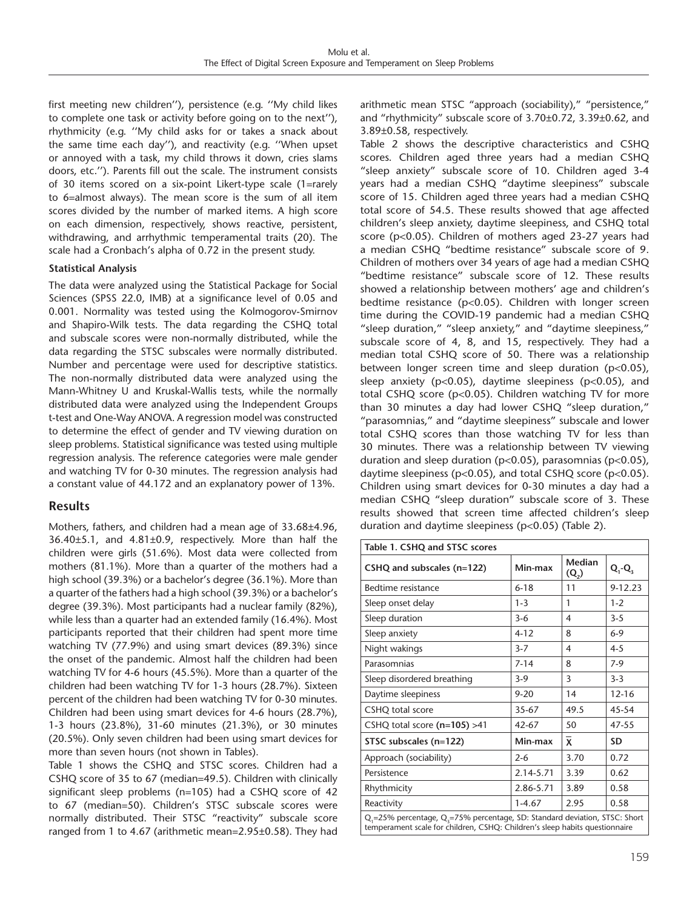first meeting new children''), persistence (e.g. ''My child likes to complete one task or activity before going on to the next''), rhythmicity (e.g. ''My child asks for or takes a snack about the same time each day''), and reactivity (e.g. ''When upset or annoyed with a task, my child throws it down, cries slams doors, etc.''). Parents fill out the scale. The instrument consists of 30 items scored on a six-point Likert-type scale (1=rarely to 6=almost always). The mean score is the sum of all item scores divided by the number of marked items. A high score on each dimension, respectively, shows reactive, persistent, withdrawing, and arrhythmic temperamental traits (20). The scale had a Cronbach's alpha of 0.72 in the present study.

**Statistical Analysis**

The data were analyzed using the Statistical Package for Social Sciences (SPSS 22.0, IMB) at a significance level of 0.05 and 0.001. Normality was tested using the Kolmogorov-Smirnov and Shapiro-Wilk tests. The data regarding the CSHQ total and subscale scores were non-normally distributed, while the data regarding the STSC subscales were normally distributed. Number and percentage were used for descriptive statistics. The non-normally distributed data were analyzed using the Mann-Whitney U and Kruskal-Wallis tests, while the normally distributed data were analyzed using the Independent Groups t-test and One-Way ANOVA. A regression model was constructed to determine the effect of gender and TV viewing duration on sleep problems. Statistical significance was tested using multiple regression analysis. The reference categories were male gender and watching TV for 0-30 minutes. The regression analysis had a constant value of 44.172 and an explanatory power of 13%.

## Results

Mothers, fathers, and children had a mean age of 33.68±4.96, 36.40±5.1, and 4.81±0.9, respectively. More than half the children were girls (51.6%). Most data were collected from mothers (81.1%). More than a quarter of the mothers had a high school (39.3%) or a bachelor's degree (36.1%). More than a quarter of the fathers had a high school (39.3%) or a bachelor's degree (39.3%). Most participants had a nuclear family (82%), while less than a quarter had an extended family (16.4%). Most participants reported that their children had spent more time watching TV (77.9%) and using smart devices (89.3%) since the onset of the pandemic. Almost half the children had been watching TV for 4-6 hours (45.5%). More than a quarter of the children had been watching TV for 1-3 hours (28.7%). Sixteen percent of the children had been watching TV for 0-30 minutes. Children had been using smart devices for 4-6 hours (28.7%), 1-3 hours (23.8%), 31-60 minutes (21.3%), or 30 minutes (20.5%). Only seven children had been using smart devices for more than seven hours (not shown in Tables).

Table 1 shows the CSHQ and STSC scores. Children had a CSHQ score of 35 to 67 (median=49.5). Children with clinically significant sleep problems (n=105) had a CSHQ score of 42 to 67 (median=50). Children's STSC subscale scores were normally distributed. Their STSC "reactivity" subscale score ranged from 1 to 4.67 (arithmetic mean=2.95±0.58). They had arithmetic mean STSC "approach (sociability)," "persistence," and "rhythmicity" subscale score of 3.70±0.72, 3.39±0.62, and 3.89±0.58, respectively.

Table 2 shows the descriptive characteristics and CSHQ scores. Children aged three years had a median CSHQ "sleep anxiety" subscale score of 10. Children aged 3-4 years had a median CSHQ "daytime sleepiness" subscale score of 15. Children aged three years had a median CSHQ total score of 54.5. These results showed that age affected children's sleep anxiety, daytime sleepiness, and CSHQ total score ($p<0.05$). Children of mothers aged 23-27 years had a median CSHQ "bedtime resistance" subscale score of 9. Children of mothers over 34 years of age had a median CSHQ "bedtime resistance" subscale score of 12. These results showed a relationship between mothers' age and children's bedtime resistance ($p<0.05$). Children with longer screen time during the COVID-19 pandemic had a median CSHQ "sleep duration," "sleep anxiety," and "daytime sleepiness," subscale score of 4, 8, and 15, respectively. They had a median total CSHQ score of 50. There was a relationship between longer screen time and sleep duration ($p<0.05$), sleep anxiety ($p<0.05$), daytime sleepiness ($p<0.05$), and total CSHQ score ($p<0.05$). Children watching TV for more than 30 minutes a day had lower CSHQ "sleep duration," "parasomnias," and "daytime sleepiness" subscale and lower total CSHQ scores than those watching TV for less than 30 minutes. There was a relationship between TV viewing duration and sleep duration ($p<0.05$), parasomnias ($p<0.05$), daytime sleepiness ($p<0.05$), and total CSHQ score ($p<0.05$). Children using smart devices for 0-30 minutes a day had a median CSHQ "sleep duration" subscale score of 3. These results showed that screen time affected children's sleep duration and daytime sleepiness ($p<0.05$) (Table 2).

**Table 1. CSHQ and STSC scores**

| CSHQ and subscales (n=122) | Min-max | Median ($Q_2$) | $Q_1$-$Q_3$ |
|---|---|---|---|
| Bedtime resistance | 6-18 | 11 | 9-12.23 |
| Sleep onset delay | 1-3 | 1 | 1-2 |
| Sleep duration | 3-6 | 4 | 3-5 |
| Sleep anxiety | 4-12 | 8 | 6-9 |
| Night wakings | 3-7 | 4 | 4-5 |
| Parasomnias | 7-14 | 8 | 7-9 |
| Sleep disordered breathing | 3-9 | 3 | 3-3 |
| Daytime sleepiness | 9-20 | 14 | 12-16 |
| CSHQ total score | 35-67 | 49.5 | 45-54 |
| CSHQ total score **(n=105)** >41 | 42-67 | 50 | 47-55 |
| **STSC subscales (n=122)** | **Min-max** | $\bar{X}$ | **SD** |
| Approach (sociability) | 2-6 | 3.70 | 0.72 |
| Persistence | 2.14-5.71 | 3.39 | 0.62 |
| Rhythmicity | 2.86-5.71 | 3.89 | 0.58 |
| Reactivity | 1-4.67 | 2.95 | 0.58 |

$Q_1$=25% percentage, $Q_3$=75% percentage, SD: Standard deviation, STSC: Short temperament scale for children, CSHQ: Children's sleep habits questionnaire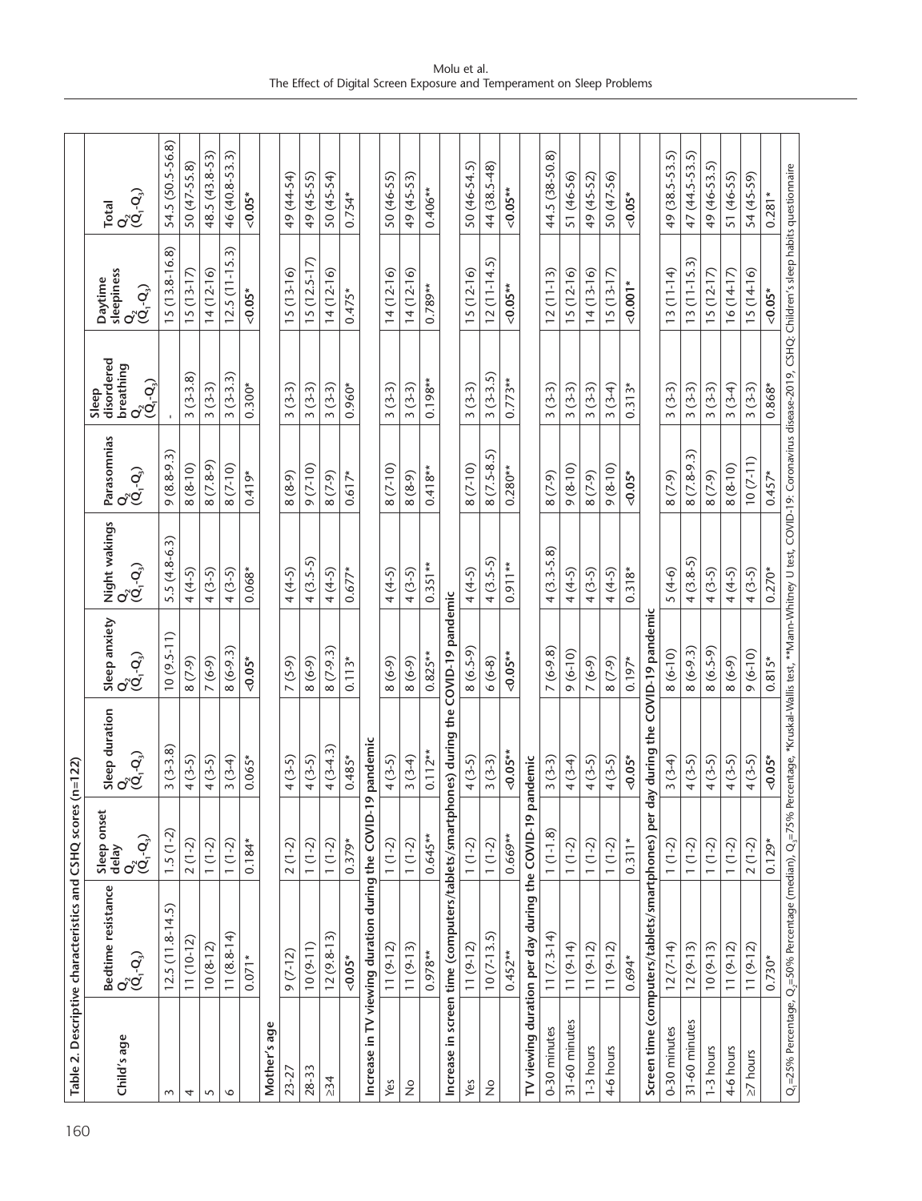**Table 2. Descriptive characteristics and CSHQ scores (n=122)**

| Child's age | Bedtime resistance $Q_2$ ($Q_1$-$Q_3$) | Sleep onset delay $Q_2$ ($Q_1$-$Q_3$) | Sleep duration $Q_2$ ($Q_1$-$Q_3$) | Sleep anxiety $Q_2$ ($Q_1$-$Q_3$) | Night wakings $Q_2$ ($Q_1$-$Q_3$) | Parasomnias $Q_2$ ($Q_1$-$Q_3$) | Sleep disordered breathing $Q_2$ ($Q_1$-$Q_3$) | Daytime sleepiness $Q_2$ ($Q_1$-$Q_3$) | Total $Q_2$ ($Q_1$-$Q_3$) |
|---|---|---|---|---|---|---|---|---|---|
| 3 | 12.5 (11.8-14.5) | 1.5 (1-2) | 3 (3-3.8) | 10 (9.5-11) | 5.5 (4.8-6.3) | 9 (8.8-9.3) | - | 15 (13.8-16.8) | 54.5 (50.5-56.8) |
| 4 | 11 (10-12) | 2 (1-2) | 4 (3-5) | 8 (7-9) | 4 (4-5) | 8 (8-10) | 3 (3-3.8) | 15 (13-17) | 50 (47-55.8) |
| 5 | 10 (8-12) | 1 (1-2) | 4 (3-5) | 7 (6-9) | 4 (3-5) | 8 (7.8-9) | 3 (3-3) | 14 (12-16) | 48.5 (43.8-53) |
| 6 | 11 (8.8-14) | 1 (1-2) | 3 (3-4) | 8 (6-9.3) | 4 (3-5) | 8 (7-10) | 3 (3-3.3) | 12.5 (11-15.3) | 46 (40.8-53.3) |
| | 0.071* | 0.184* | 0.065* | <0.05* | 0.068* | 0.419* | 0.300* | <0.05* | <0.05* |
| **Mother's age** | | | | | | | | | |
| 23-27 | 9 (7-12) | 2 (1-2) | 4 (3-5) | 7 (5-9) | 4 (4-5) | 8 (8-9) | 3 (3-3) | 15 (13-16) | 49 (44-54) |
| 28-33 | 10 (9-11) | 1 (1-2) | 4 (3-5) | 8 (6-9) | 4 (3.5-5) | 9 (7-10) | 3 (3-3) | 15 (12.5-17) | 49 (45-55) |
| ≥34 | 12 (9.8-13) | 1 (1-2) | 4 (3-4.3) | 8 (7-9.3) | 4 (4-5) | 8 (7-9) | 3 (3-3) | 14 (12-16) | 50 (45-54) |
| | <0.05* | 0.379* | 0.485* | 0.113* | 0.677* | 0.617* | 0.960* | 0.475* | 0.754* |
| **Increase in TV viewing duration during the COVID-19 pandemic** | | | | | | | | | |
| Yes | 11 (9-12) | 1 (1-2) | 4 (3-5) | 8 (6-9) | 4 (4-5) | 8 (7-10) | 3 (3-3) | 14 (12-16) | 50 (46-55) |
| No | 11 (9-13) | 1 (1-2) | 3 (3-4) | 8 (6-9) | 4 (3-5) | 8 (8-9) | 3 (3-3) | 14 (12-16) | 49 (45-53) |
| | 0.978** | 0.645** | 0.112** | 0.825** | 0.351** | 0.418** | 0.198** | 0.789** | 0.406** |
| **Increase in screen time (computers/tablets/smartphones) during the COVID-19 pandemic** | | | | | | | | | |
| Yes | 11 (9-12) | 1 (1-2) | 4 (3-5) | 8 (6.5-9) | 4 (4-5) | 8 (7-10) | 3 (3-3) | 15 (12-16) | 50 (46-54.5) |
| No | 10 (7-13.5) | 1 (1-2) | 3 (3-3) | 6 (6-8) | 4 (3.5-5) | 8 (7.5-8.5) | 3 (3-3.5) | 12 (11-14.5) | 44 (38.5-48) |
| | 0.452** | 0.669** | <0.05** | <0.05** | 0.911** | 0.280** | 0.773** | <0.05** | <0.05** |
| **TV viewing duration per day during the COVID-19 pandemic** | | | | | | | | | |
| 0-30 minutes | 11 (7.3-14) | 1 (1-1.8) | 3 (3-3) | 7 (6-9.8) | 4 (3.3-5.8) | 8 (7-9) | 3 (3-3) | 12 (11-13) | 44.5 (38-50.8) |
| 31-60 minutes | 11 (9-14) | 1 (1-2) | 4 (3-4) | 9 (6-10) | 4 (4-5) | 9 (8-10) | 3 (3-3) | 15 (12-16) | 51 (46-56) |
| 1-3 hours | 11 (9-12) | 1 (1-2) | 4 (3-5) | 7 (6-9) | 4 (3-5) | 8 (7-9) | 3 (3-3) | 14 (13-16) | 49 (45-52) |
| 4-6 hours | 11 (9-12) | 1 (1-2) | 4 (3-5) | 8 (7-9) | 4 (4-5) | 9 (8-10) | 3 (3-4) | 15 (13-17) | 50 (47-56) |
| | 0.694* | 0.311* | <0.05* | 0.197* | 0.318* | <0.05* | 0.313* | <0.001* | <0.05* |
| **Screen time (computers/tablets/smartphones) per day during the COVID-19 pandemic** | | | | | | | | | |
| 0-30 minutes | 12 (7-14) | 1 (1-2) | 3 (3-4) | 8 (6-10) | 5 (4-6) | 8 (7-9) | 3 (3-3) | 13 (11-14) | 49 (38.5-53.5) |
| 31-60 minutes | 12 (9-13) | 1 (1-2) | 4 (3-5) | 8 (6-9.3) | 4 (3.8-5) | 8 (7.8-9.3) | 3 (3-3) | 13 (11-15.3) | 47 (44.5-53.5) |
| 1-3 hours | 10 (9-13) | 1 (1-2) | 4 (3-5) | 8 (6.5-9) | 4 (3-5) | 8 (7-9) | 3 (3-3) | 15 (12-17) | 49 (46-53.5) |
| 4-6 hours | 11 (9-12) | 1 (1-2) | 4 (3-5) | 8 (6-9) | 4 (4-5) | 8 (8-10) | 3 (3-4) | 16 (14-17) | 51 (46-55) |
| ≥7 hours | 11 (9-12) | 2 (1-2) | 4 (3-5) | 9 (6-10) | 4 (3-5) | 10 (7-11) | 3 (3-3) | 15 (14-16) | 54 (45-59) |
| | 0.730* | 0.129* | <0.05* | 0.815* | 0.270* | 0.457* | 0.868* | <0.05* | 0.281* |

$Q_1$=25% Percentage, $Q_2$=50% Percentage (median), $Q_3$=75% Percentage, *Kruskal-Wallis test, **Mann-Whitney U test, COVID-19: Coronavirus disease-2019, CSHQ: Children's sleep habits questionnaire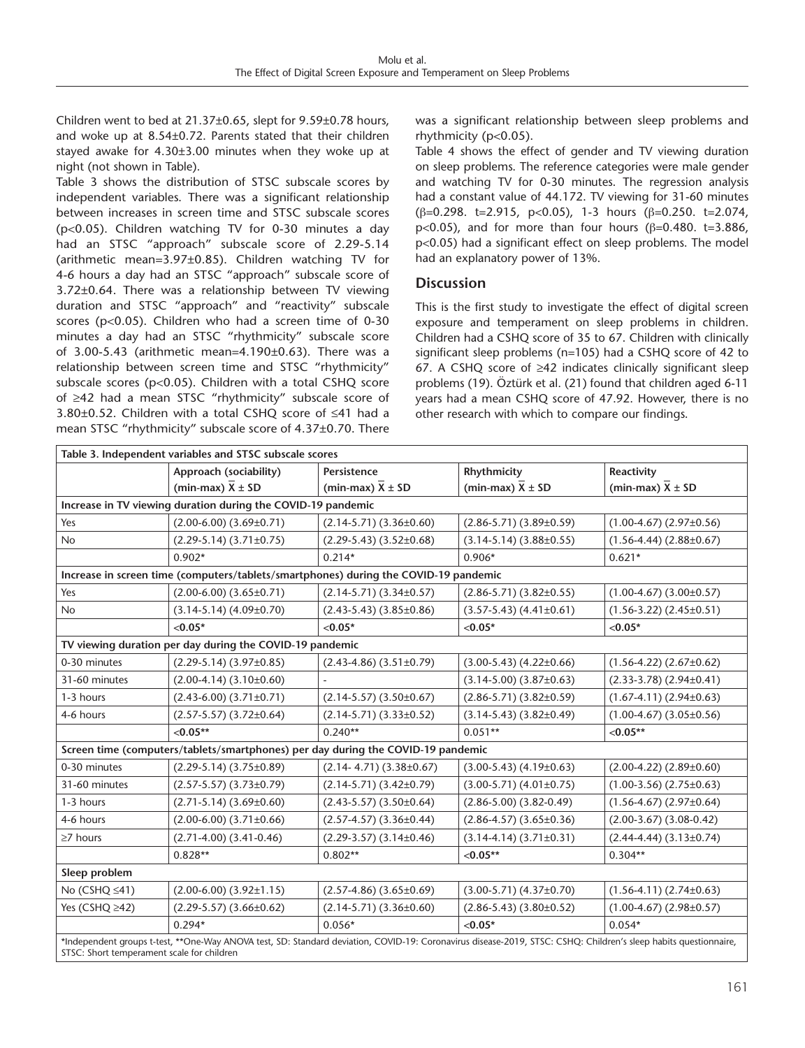Children went to bed at 21.37±0.65, slept for 9.59±0.78 hours, and woke up at 8.54±0.72. Parents stated that their children stayed awake for 4.30±3.00 minutes when they woke up at night (not shown in Table).

Table 3 shows the distribution of STSC subscale scores by independent variables. There was a significant relationship between increases in screen time and STSC subscale scores ($p<0.05$). Children watching TV for 0-30 minutes a day had an STSC "approach" subscale score of 2.29-5.14 (arithmetic mean=3.97±0.85). Children watching TV for 4-6 hours a day had an STSC "approach" subscale score of 3.72±0.64. There was a relationship between TV viewing duration and STSC "approach" and "reactivity" subscale scores ($p<0.05$). Children who had a screen time of 0-30 minutes a day had an STSC "rhythmicity" subscale score of 3.00-5.43 (arithmetic mean=4.190±0.63). There was a relationship between screen time and STSC "rhythmicity" subscale scores ($p<0.05$). Children with a total CSHQ score of ≥42 had a mean STSC "rhythmicity" subscale score of 3.80±0.52. Children with a total CSHQ score of ≤41 had a mean STSC "rhythmicity" subscale score of 4.37±0.70. There was a significant relationship between sleep problems and rhythmicity ($p<0.05$).

Table 4 shows the effect of gender and TV viewing duration on sleep problems. The reference categories were male gender and watching TV for 0-30 minutes. The regression analysis had a constant value of 44.172. TV viewing for 31-60 minutes ($\beta=0.298$. $t=2.915$, $p<0.05$), 1-3 hours ($\beta=0.250$. $t=2.074$, $p<0.05$), and for more than four hours ($\beta=0.480$. $t=3.886$, $p<0.05$) had a significant effect on sleep problems. The model had an explanatory power of 13%.

## Discussion

This is the first study to investigate the effect of digital screen exposure and temperament on sleep problems in children. Children had a CSHQ score of 35 to 67. Children with clinically significant sleep problems (n=105) had a CSHQ score of 42 to 67. A CSHQ score of ≥42 indicates clinically significant sleep problems (19). Öztürk et al. (21) found that children aged 6-11 years had a mean CSHQ score of 47.92. However, there is no other research with which to compare our findings.

**Table 3. Independent variables and STSC subscale scores**

| | Approach (sociability) (min-max) $\bar{X}$ ± SD | Persistence (min-max) $\bar{X}$ ± SD | Rhythmicity (min-max) $\bar{X}$ ± SD | Reactivity (min-max) $\bar{X}$ ± SD |
|---|---|---|---|---|
| **Increase in TV viewing duration during the COVID-19 pandemic** | | | | |
| Yes | (2.00-6.00) (3.69±0.71) | (2.14-5.71) (3.36±0.60) | (2.86-5.71) (3.89±0.59) | (1.00-4.67) (2.97±0.56) |
| No | (2.29-5.14) (3.71±0.75) | (2.29-5.43) (3.52±0.68) | (3.14-5.14) (3.88±0.55) | (1.56-4.44) (2.88±0.67) |
| | 0.902* | 0.214* | 0.906* | 0.621* |
| **Increase in screen time (computers/tablets/smartphones) during the COVID-19 pandemic** | | | | |
| Yes | (2.00-6.00) (3.65±0.71) | (2.14-5.71) (3.34±0.57) | (2.86-5.71) (3.82±0.55) | (1.00-4.67) (3.00±0.57) |
| No | (3.14-5.14) (4.09±0.70) | (2.43-5.43) (3.85±0.86) | (3.57-5.43) (4.41±0.61) | (1.56-3.22) (2.45±0.51) |
| | **<0.05*** | **<0.05*** | **<0.05*** | **<0.05*** |
| **TV viewing duration per day during the COVID-19 pandemic** | | | | |
| 0-30 minutes | (2.29-5.14) (3.97±0.85) | (2.43-4.86) (3.51±0.79) | (3.00-5.43) (4.22±0.66) | (1.56-4.22) (2.67±0.62) |
| 31-60 minutes | (2.00-4.14) (3.10±0.60) | - | (3.14-5.00) (3.87±0.63) | (2.33-3.78) (2.94±0.41) |
| 1-3 hours | (2.43-6.00) (3.71±0.71) | (2.14-5.57) (3.50±0.67) | (2.86-5.71) (3.82±0.59) | (1.67-4.11) (2.94±0.63) |
| 4-6 hours | (2.57-5.57) (3.72±0.64) | (2.14-5.71) (3.33±0.52) | (3.14-5.43) (3.82±0.49) | (1.00-4.67) (3.05±0.56) |
| | **<0.05**** | 0.240** | 0.051** | **<0.05**** |
| **Screen time (computers/tablets/smartphones) per day during the COVID-19 pandemic** | | | | |
| 0-30 minutes | (2.29-5.14) (3.75±0.89) | (2.14- 4.71) (3.38±0.67) | (3.00-5.43) (4.19±0.63) | (2.00-4.22) (2.89±0.60) |
| 31-60 minutes | (2.57-5.57) (3.73±0.79) | (2.14-5.71) (3.42±0.79) | (3.00-5.71) (4.01±0.75) | (1.00-3.56) (2.75±0.63) |
| 1-3 hours | (2.71-5.14) (3.69±0.60) | (2.43-5.57) (3.50±0.64) | (2.86-5.00) (3.82-0.49) | (1.56-4.67) (2.97±0.64) |
| 4-6 hours | (2.00-6.00) (3.71±0.66) | (2.57-4.57) (3.36±0.44) | (2.86-4.57) (3.65±0.36) | (2.00-3.67) (3.08-0.42) |
| ≥7 hours | (2.71-4.00) (3.41-0.46) | (2.29-3.57) (3.14±0.46) | (3.14-4.14) (3.71±0.31) | (2.44-4.44) (3.13±0.74) |
| | 0.828** | 0.802** | **<0.05**** | 0.304** |
| **Sleep problem** | | | | |
| No (CSHQ ≤41) | (2.00-6.00) (3.92±1.15) | (2.57-4.86) (3.65±0.69) | (3.00-5.71) (4.37±0.70) | (1.56-4.11) (2.74±0.63) |
| Yes (CSHQ ≥42) | (2.29-5.57) (3.66±0.62) | (2.14-5.71) (3.36±0.60) | (2.86-5.43) (3.80±0.52) | (1.00-4.67) (2.98±0.57) |
| | 0.294* | 0.056* | **<0.05*** | 0.054* |

*Independent groups t-test, **One-Way ANOVA test, SD: Standard deviation, COVID-19: Coronavirus disease-2019, STSC: CSHQ: Children's sleep habits questionnaire, STSC: Short temperament scale for children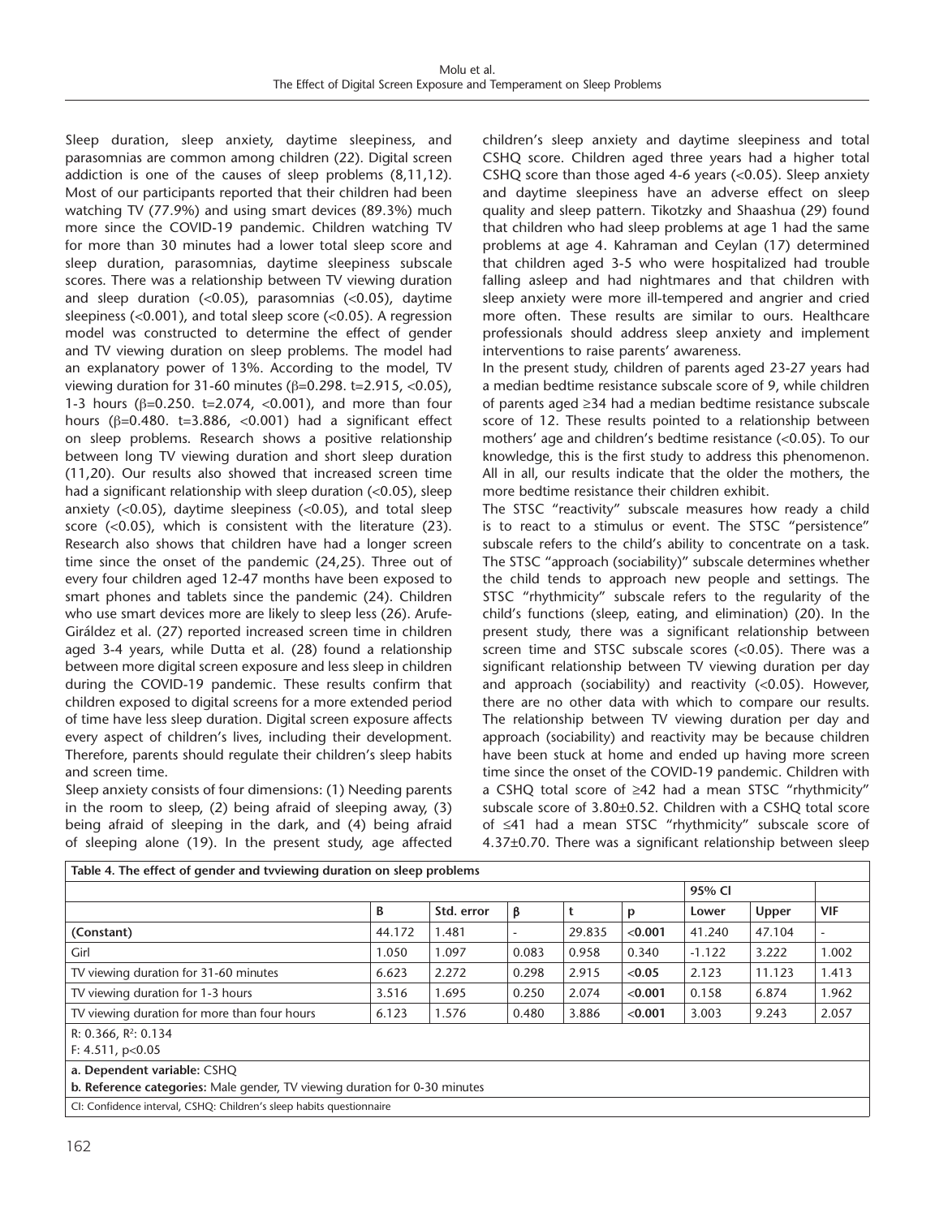Sleep duration, sleep anxiety, daytime sleepiness, and parasomnias are common among children (22). Digital screen addiction is one of the causes of sleep problems (8,11,12). Most of our participants reported that their children had been watching TV (77.9%) and using smart devices (89.3%) much more since the COVID-19 pandemic. Children watching TV for more than 30 minutes had a lower total sleep score and sleep duration, parasomnias, daytime sleepiness subscale scores. There was a relationship between TV viewing duration and sleep duration (<0.05), parasomnias (<0.05), daytime sleepiness (<0.001), and total sleep score (<0.05). A regression model was constructed to determine the effect of gender and TV viewing duration on sleep problems. The model had an explanatory power of 13%. According to the model, TV viewing duration for 31-60 minutes (β=0.298. t=2.915, <0.05), 1-3 hours (β=0.250. t=2.074, <0.001), and more than four hours (β=0.480. t=3.886, <0.001) had a significant effect on sleep problems. Research shows a positive relationship between long TV viewing duration and short sleep duration (11,20). Our results also showed that increased screen time had a significant relationship with sleep duration (<0.05), sleep anxiety (<0.05), daytime sleepiness (<0.05), and total sleep score (<0.05), which is consistent with the literature (23). Research also shows that children have had a longer screen time since the onset of the pandemic (24,25). Three out of every four children aged 12-47 months have been exposed to smart phones and tablets since the pandemic (24). Children who use smart devices more are likely to sleep less (26). Arufe-Giráldez et al. (27) reported increased screen time in children aged 3-4 years, while Dutta et al. (28) found a relationship between more digital screen exposure and less sleep in children during the COVID-19 pandemic. These results confirm that children exposed to digital screens for a more extended period of time have less sleep duration. Digital screen exposure affects every aspect of children's lives, including their development. Therefore, parents should regulate their children's sleep habits and screen time.

Sleep anxiety consists of four dimensions: (1) Needing parents in the room to sleep, (2) being afraid of sleeping away, (3) being afraid of sleeping in the dark, and (4) being afraid of sleeping alone (19). In the present study, age affected children's sleep anxiety and daytime sleepiness and total CSHQ score. Children aged three years had a higher total CSHQ score than those aged 4-6 years (<0.05). Sleep anxiety and daytime sleepiness have an adverse effect on sleep quality and sleep pattern. Tikotzky and Shaashua (29) found that children who had sleep problems at age 1 had the same problems at age 4. Kahraman and Ceylan (17) determined that children aged 3-5 who were hospitalized had trouble falling asleep and had nightmares and that children with sleep anxiety were more ill-tempered and angrier and cried more often. These results are similar to ours. Healthcare professionals should address sleep anxiety and implement interventions to raise parents' awareness.

In the present study, children of parents aged 23-27 years had a median bedtime resistance subscale score of 9, while children of parents aged ≥34 had a median bedtime resistance subscale score of 12. These results pointed to a relationship between mothers' age and children's bedtime resistance (<0.05). To our knowledge, this is the first study to address this phenomenon. All in all, our results indicate that the older the mothers, the more bedtime resistance their children exhibit.

The STSC "reactivity" subscale measures how ready a child is to react to a stimulus or event. The STSC "persistence" subscale refers to the child's ability to concentrate on a task. The STSC "approach (sociability)" subscale determines whether the child tends to approach new people and settings. The STSC "rhythmicity" subscale refers to the regularity of the child's functions (sleep, eating, and elimination) (20). In the present study, there was a significant relationship between screen time and STSC subscale scores (<0.05). There was a significant relationship between TV viewing duration per day and approach (sociability) and reactivity (<0.05). However, there are no other data with which to compare our results. The relationship between TV viewing duration per day and approach (sociability) and reactivity may be because children have been stuck at home and ended up having more screen time since the onset of the COVID-19 pandemic. Children with a CSHQ total score of ≥42 had a mean STSC "rhythmicity" subscale score of 3.80±0.52. Children with a CSHQ total score of ≤41 had a mean STSC "rhythmicity" subscale score of 4.37±0.70. There was a significant relationship between sleep

**Table 4. The effect of gender and tvviewing duration on sleep problems**

| | | | | | | 95% CI | | |
|---|---|---|---|---|---|---|---|---|
| | B | Std. error | β | t | p | Lower | Upper | VIF |
| **(Constant)** | 44.172 | 1.481 | - | 29.835 | **<0.001** | 41.240 | 47.104 | - |
| Girl | 1.050 | 1.097 | 0.083 | 0.958 | 0.340 | -1.122 | 3.222 | 1.002 |
| TV viewing duration for 31-60 minutes | 6.623 | 2.272 | 0.298 | 2.915 | **<0.05** | 2.123 | 11.123 | 1.413 |
| TV viewing duration for 1-3 hours | 3.516 | 1.695 | 0.250 | 2.074 | **<0.001** | 0.158 | 6.874 | 1.962 |
| TV viewing duration for more than four hours | 6.123 | 1.576 | 0.480 | 3.886 | **<0.001** | 3.003 | 9.243 | 2.057 |

R: 0.366, $R^2$: 0.134

F: 4.511, p<0.05

**a. Dependent variable:** CSHQ

**b. Reference categories:** Male gender, TV viewing duration for 0-30 minutes

CI: Confidence interval, CSHQ: Children's sleep habits questionnaire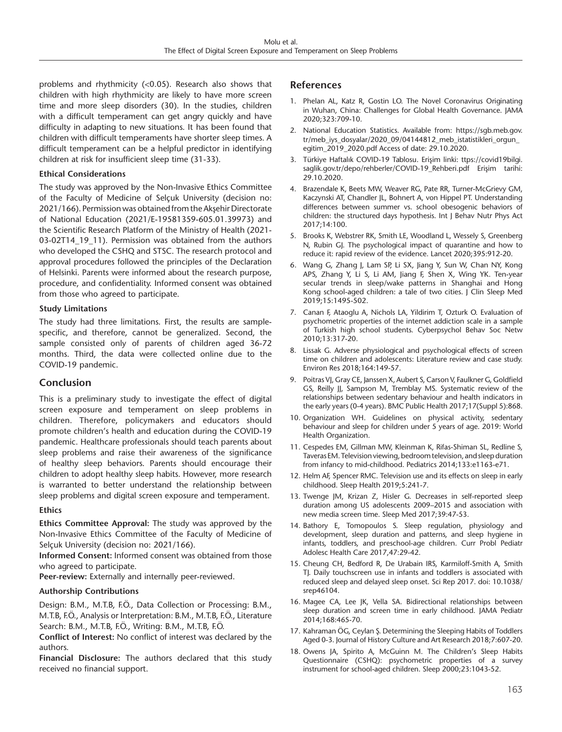problems and rhythmicity (<0.05). Research also shows that children with high rhythmicity are likely to have more screen time and more sleep disorders (30). In the studies, children with a difficult temperament can get angry quickly and have difficulty in adapting to new situations. It has been found that children with difficult temperaments have shorter sleep times. A difficult temperament can be a helpful predictor in identifying children at risk for insufficient sleep time (31-33).

### Ethical Considerations

The study was approved by the Non-Invasive Ethics Committee of the Faculty of Medicine of Selçuk University (decision no: 2021/166). Permission was obtained from the Akşehir Directorate of National Education (2021/E-19581359-605.01.39973) and the Scientific Research Platform of the Ministry of Health (2021-03-02T14_19_11). Permission was obtained from the authors who developed the CSHQ and STSC. The research protocol and approval procedures followed the principles of the Declaration of Helsinki. Parents were informed about the research purpose, procedure, and confidentiality. Informed consent was obtained from those who agreed to participate.

### Study Limitations

The study had three limitations. First, the results are sample-specific, and therefore, cannot be generalized. Second, the sample consisted only of parents of children aged 36-72 months. Third, the data were collected online due to the COVID-19 pandemic.

## Conclusion

This is a preliminary study to investigate the effect of digital screen exposure and temperament on sleep problems in children. Therefore, policymakers and educators should promote children's health and education during the COVID-19 pandemic. Healthcare professionals should teach parents about sleep problems and raise their awareness of the significance of healthy sleep behaviors. Parents should encourage their children to adopt healthy sleep habits. However, more research is warranted to better understand the relationship between sleep problems and digital screen exposure and temperament.

### Ethics

**Ethics Committee Approval:** The study was approved by the Non-Invasive Ethics Committee of the Faculty of Medicine of Selçuk University (decision no: 2021/166).

**Informed Consent:** Informed consent was obtained from those who agreed to participate.

**Peer-review:** Externally and internally peer-reviewed.

### Authorship Contributions

Design: B.M., M.T.B, F.Ö., Data Collection or Processing: B.M., M.T.B, F.Ö., Analysis or Interpretation: B.M., M.T.B, F.Ö., Literature Search: B.M., M.T.B, F.Ö., Writing: B.M., M.T.B, F.Ö.

**Conflict of Interest:** No conflict of interest was declared by the authors.

**Financial Disclosure:** The authors declared that this study received no financial support.

## References

1. Phelan AL, Katz R, Gostin LO. The Novel Coronavirus Originating in Wuhan, China: Challenges for Global Health Governance. JAMA 2020;323:709-10.
2. National Education Statistics. Available from: https://sgb.meb.gov.tr/meb_iys_dosyalar/2020_09/04144812_meb_istatistikleri_orgun_egitim_2019_2020.pdf Access of date: 29.10.2020.
3. Türkiye Haftalık COVID-19 Tablosu. Erişim linki: ttps://covid19bilgi.saglik.gov.tr/depo/rehberler/COVID-19_Rehberi.pdf Erişim tarihi: 29.10.2020.
4. Brazendale K, Beets MW, Weaver RG, Pate RR, Turner-McGrievy GM, Kaczynski AT, Chandler JL, Bohnert A, von Hippel PT. Understanding differences between summer vs. school obesogenic behaviors of children: the structured days hypothesis. Int J Behav Nutr Phys Act 2017;14:100.
5. Brooks K, Webstrer RK, Smith LE, Woodland L, Wessely S, Greenberg N, Rubin GJ. The psychological impact of quarantine and how to reduce it: rapid review of the evidence. Lancet 2020;395:912-20.
6. Wang G, Zhang J, Lam SP, Li SX, Jiang Y, Sun W, Chan NY, Kong APS, Zhang Y, Li S, Li AM, Jiang F, Shen X, Wing YK. Ten-year secular trends in sleep/wake patterns in Shanghai and Hong Kong school-aged children: a tale of two cities. J Clin Sleep Med 2019;15:1495-502.
7. Canan F, Ataoglu A, Nichols LA, Yildirim T, Ozturk O. Evaluation of psychometric properties of the internet addiction scale in a sample of Turkish high school students. Cyberpsychol Behav Soc Netw 2010;13:317-20.
8. Lissak G. Adverse physiological and psychological effects of screen time on children and adolescents: Literature review and case study. Environ Res 2018;164:149-57.
9. Poitras VJ, Gray CE, Janssen X, Aubert S, Carson V, Faulkner G, Goldfield GS, Reilly JJ, Sampson M, Tremblay MS. Systematic review of the relationships between sedentary behaviour and health indicators in the early years (0-4 years). BMC Public Health 2017;17(Suppl 5):868.
10. Organization WH. Guidelines on physical activity, sedentary behaviour and sleep for children under 5 years of age. 2019: World Health Organization.
11. Cespedes EM, Gillman MW, Kleinman K, Rifas-Shiman SL, Redline S, Taveras EM. Television viewing, bedroom television, and sleep duration from infancy to mid-childhood. Pediatrics 2014;133:e1163-e71.
12. Helm AF, Spencer RMC. Television use and its effects on sleep in early childhood. Sleep Health 2019;5:241-7.
13. Twenge JM, Krizan Z, Hisler G. Decreases in self-reported sleep duration among US adolescents 2009–2015 and association with new media screen time. Sleep Med 2017;39:47-53.
14. Bathory E, Tomopoulos S. Sleep regulation, physiology and development, sleep duration and patterns, and sleep hygiene in infants, toddlers, and preschool-age children. Curr Probl Pediatr Adolesc Health Care 2017,47:29-42.
15. Cheung CH, Bedford R, De Urabain IRS, Karmiloff-Smith A, Smith TJ. Daily touchscreen use in infants and toddlers is associated with reduced sleep and delayed sleep onset. Sci Rep 2017. doi: 10.1038/srep46104.
16. Magee CA, Lee JK, Vella SA. Bidirectional relationships between sleep duration and screen time in early childhood. JAMA Pediatr 2014;168:465-70.
17. Kahraman ÖG, Ceylan Ş. Determining the Sleeping Habits of Toddlers Aged 0-3. Journal of History Culture and Art Research 2018;7:607-20.
18. Owens JA, Spirito A, McGuinn M. The Children's Sleep Habits Questionnaire (CSHQ): psychometric properties of a survey instrument for school-aged children. Sleep 2000;23:1043-52.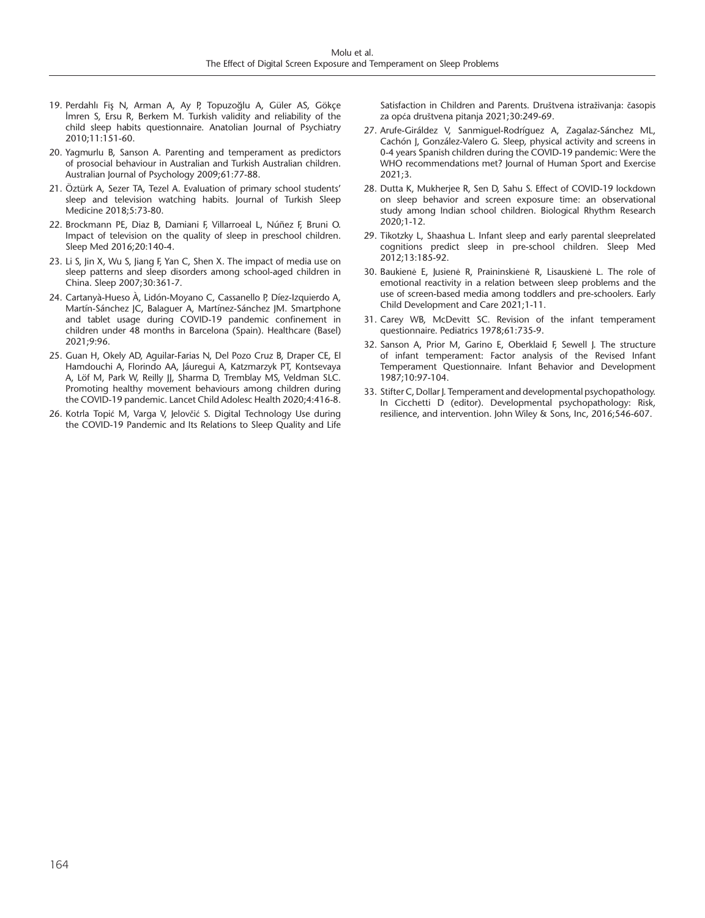19. Perdahlı Fiş N, Arman A, Ay P, Topuzoğlu A, Güler AS, Gökçe İmren S, Ersu R, Berkem M. Turkish validity and reliability of the child sleep habits questionnaire. Anatolian Journal of Psychiatry 2010;11:151-60.
20. Yagmurlu B, Sanson A. Parenting and temperament as predictors of prosocial behaviour in Australian and Turkish Australian children. Australian Journal of Psychology 2009;61:77-88.
21. Öztürk A, Sezer TA, Tezel A. Evaluation of primary school students' sleep and television watching habits. Journal of Turkish Sleep Medicine 2018;5:73-80.
22. Brockmann PE, Diaz B, Damiani F, Villarroeal L, Núñez F, Bruni O. Impact of television on the quality of sleep in preschool children. Sleep Med 2016;20:140-4.
23. Li S, Jin X, Wu S, Jiang F, Yan C, Shen X. The impact of media use on sleep patterns and sleep disorders among school-aged children in China. Sleep 2007;30:361-7.
24. Cartanyà-Hueso À, Lidón-Moyano C, Cassanello P, Díez-Izquierdo A, Martín-Sánchez JC, Balaguer A, Martínez-Sánchez JM. Smartphone and tablet usage during COVID-19 pandemic confinement in children under 48 months in Barcelona (Spain). Healthcare (Basel) 2021;9:96.
25. Guan H, Okely AD, Aguilar-Farias N, Del Pozo Cruz B, Draper CE, El Hamdouchi A, Florindo AA, Jáuregui A, Katzmarzyk PT, Kontsevaya A, Löf M, Park W, Reilly JJ, Sharma D, Tremblay MS, Veldman SLC. Promoting healthy movement behaviours among children during the COVID-19 pandemic. Lancet Child Adolesc Health 2020;4:416-8.
26. Kotrla Topić M, Varga V, Jelovčić S. Digital Technology Use during the COVID-19 Pandemic and Its Relations to Sleep Quality and Life Satisfaction in Children and Parents. Društvena istraživanja: časopis za opća društvena pitanja 2021;30:249-69.
27. Arufe-Giráldez V, Sanmiguel-Rodríguez A, Zagalaz-Sánchez ML, Cachón J, González-Valero G. Sleep, physical activity and screens in 0-4 years Spanish children during the COVID-19 pandemic: Were the WHO recommendations met? Journal of Human Sport and Exercise 2021;3.
28. Dutta K, Mukherjee R, Sen D, Sahu S. Effect of COVID-19 lockdown on sleep behavior and screen exposure time: an observational study among Indian school children. Biological Rhythm Research 2020;1-12.
29. Tikotzky L, Shaashua L. Infant sleep and early parental sleeprelated cognitions predict sleep in pre-school children. Sleep Med 2012;13:185-92.
30. Baukienė E, Jusienė R, Praininskienė R, Lisauskienė L. The role of emotional reactivity in a relation between sleep problems and the use of screen-based media among toddlers and pre-schoolers. Early Child Development and Care 2021;1-11.
31. Carey WB, McDevitt SC. Revision of the infant temperament questionnaire. Pediatrics 1978;61:735-9.
32. Sanson A, Prior M, Garino E, Oberklaid F, Sewell J. The structure of infant temperament: Factor analysis of the Revised Infant Temperament Questionnaire. Infant Behavior and Development 1987;10:97-104.
33. Stifter C, Dollar J. Temperament and developmental psychopathology. In Cicchetti D (editor). Developmental psychopathology: Risk, resilience, and intervention. John Wiley & Sons, Inc, 2016;546-607.